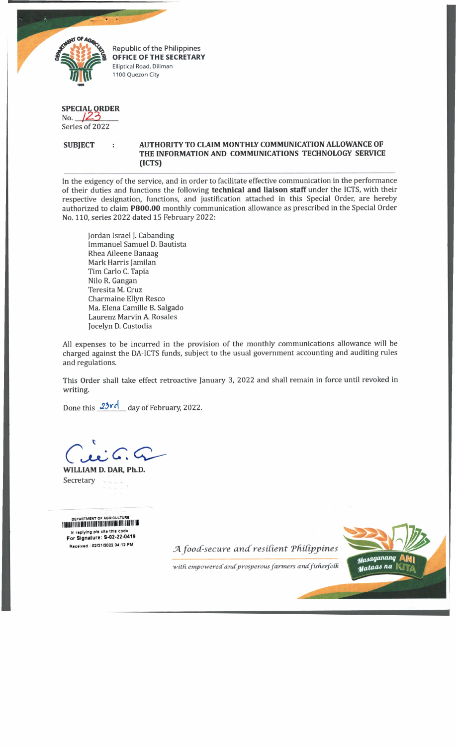Republic of the Philippines
**OFFICE OF THE SECRETARY**
Elliptical Road, Diliman
1100 Quezon City

**SPECIAL ORDER**
No. 123
Series of 2022

**SUBJECT : AUTHORITY TO CLAIM MONTHLY COMMUNICATION ALLOWANCE OF THE INFORMATION AND COMMUNICATIONS TECHNOLOGY SERVICE (ICTS)**

In the exigency of the service, and in order to facilitate effective communication in the performance of their duties and functions the following **technical and liaison staff** under the ICTS, with their respective designation, functions, and justification attached in this Special Order, are hereby authorized to claim **P800.00** monthly communication allowance as prescribed in the Special Order No. 110, series 2022 dated 15 February 2022:

Jordan Israel J. Cabanding
Immanuel Samuel D. Bautista
Rhea Aileene Banaag
Mark Harris Jamilan
Tim Carlo C. Tapia
Nilo R. Gangan
Teresita M. Cruz
Charmaine Ellyn Resco
Ma. Elena Camille B. Salgado
Laurenz Marvin A. Rosales
Jocelyn D. Custodia

All expenses to be incurred in the provision of the monthly communications allowance will be charged against the DA-ICTS funds, subject to the usual government accounting and auditing rules and regulations.

This Order shall take effect retroactive January 3, 2022 and shall remain in force until revoked in writing.

Done this 23rd day of February, 2022.

**WILLIAM D. DAR, Ph.D.**
Secretary

DEPARTMENT OF AGRICULTURE
In replying pls cite this code :
For Signature: S-02-22-0419
Received : 02/21/2022 04:12 PM

*A food-secure and resilient Philippines*
*with empowered and prosperous farmers and fisherfolk*

Masaganang ANI Mataas na KITA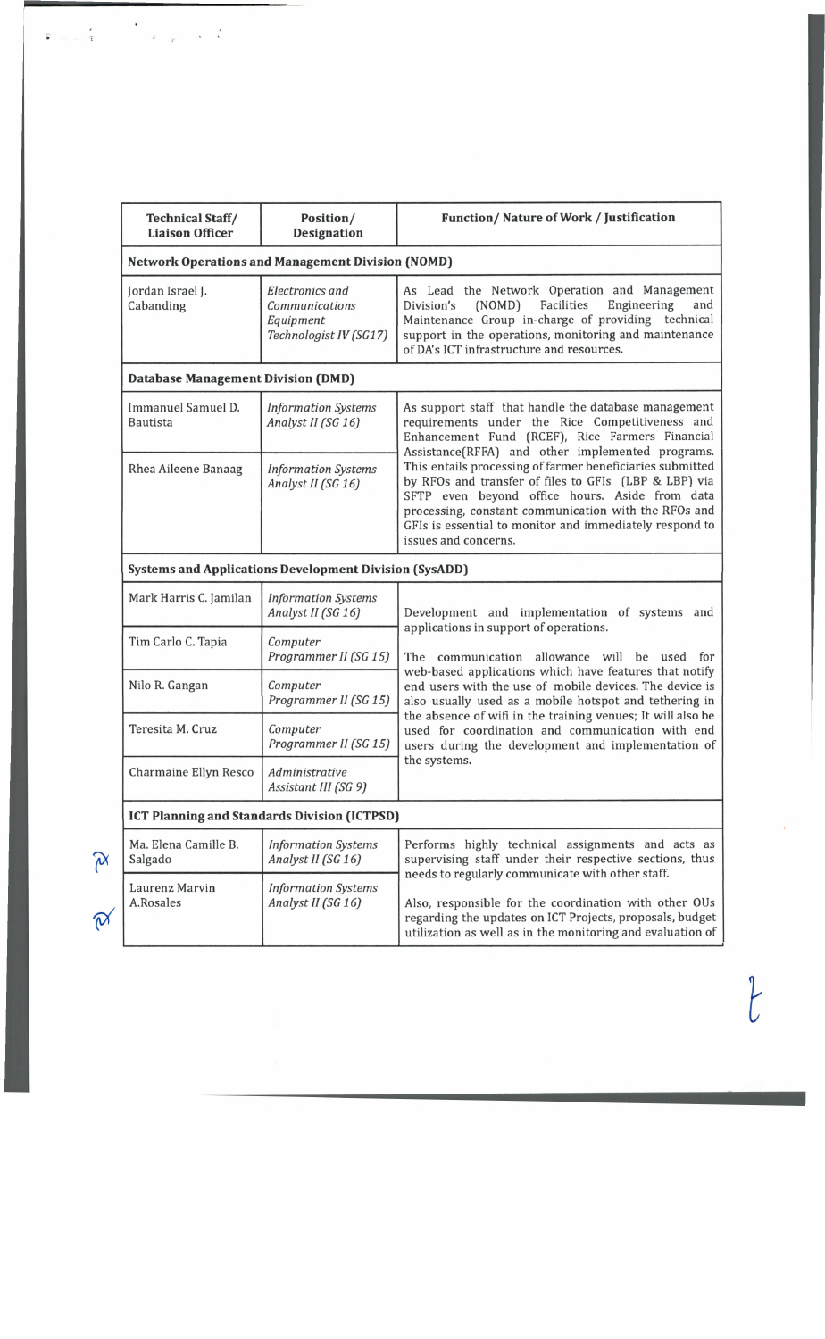| Technical Staff/ Liaison Officer | Position/ Designation | Function/ Nature of Work / Justification |
|---|---|---|
| **Network Operations and Management Division (NOMD)** | | |
| Jordan Israel J. Cabanding | *Electronics and Communications Equipment Technologist IV (SG17)* | As Lead the Network Operation and Management Division's (NOMD) Facilities Engineering and Maintenance Group in-charge of providing technical support in the operations, monitoring and maintenance of DA's ICT infrastructure and resources. |
| **Database Management Division (DMD)** | | |
| Immanuel Samuel D. Bautista | *Information Systems Analyst II (SG 16)* | As support staff that handle the database management requirements under the Rice Competitiveness and Enhancement Fund (RCEF), Rice Farmers Financial Assistance(RFFA) and other implemented programs. This entails processing of farmer beneficiaries submitted by RFOs and transfer of files to GFIs (LBP & LBP) via SFTP even beyond office hours. Aside from data processing, constant communication with the RFOs and GFIs is essential to monitor and immediately respond to issues and concerns. |
| Rhea Aileene Banaag | *Information Systems Analyst II (SG 16)* | |
| **Systems and Applications Development Division (SysADD)** | | |
| Mark Harris C. Jamilan | *Information Systems Analyst II (SG 16)* | Development and implementation of systems and applications in support of operations.<br><br>The communication allowance will be used for web-based applications which have features that notify end users with the use of mobile devices. The device is also usually used as a mobile hotspot and tethering in the absence of wifi in the training venues; It will also be used for coordination and communication with end users during the development and implementation of the systems. |
| Tim Carlo C. Tapia | *Computer Programmer II (SG 15)* | |
| Nilo R. Gangan | *Computer Programmer II (SG 15)* | |
| Teresita M. Cruz | *Computer Programmer II (SG 15)* | |
| Charmaine Ellyn Resco | *Administrative Assistant III (SG 9)* | |
| **ICT Planning and Standards Division (ICTPSD)** | | |
| Ma. Elena Camille B. Salgado | *Information Systems Analyst II (SG 16)* | Performs highly technical assignments and acts as supervising staff under their respective sections, thus needs to regularly communicate with other staff.<br><br>Also, responsible for the coordination with other OUs regarding the updates on ICT Projects, proposals, budget utilization as well as in the monitoring and evaluation of |
| Laurenz Marvin A.Rosales | *Information Systems Analyst II (SG 16)* | |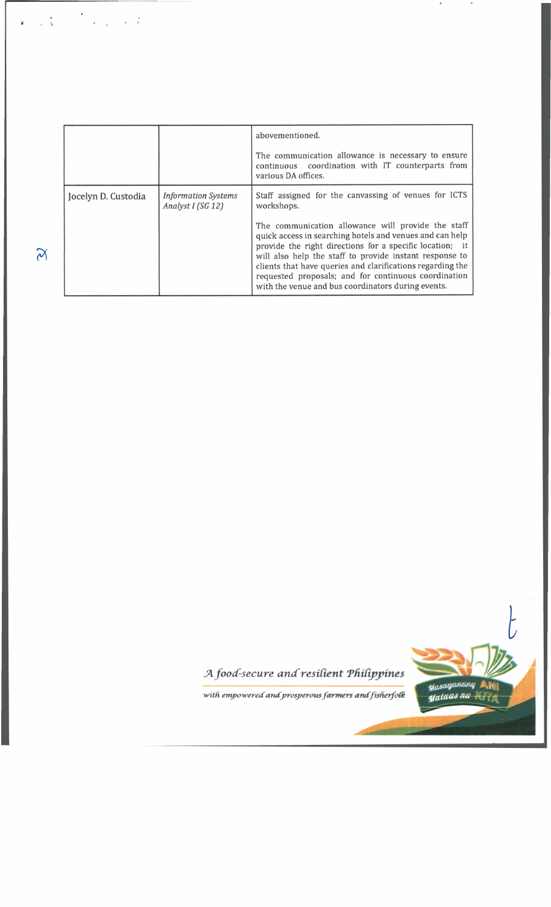| | | |
|---|---|---|
| | | abovementioned.<br><br>The communication allowance is necessary to ensure continuous coordination with IT counterparts from various DA offices. |
| Jocelyn D. Custodia | *Information Systems Analyst I (SG 12)* | Staff assigned for the canvassing of venues for ICTS workshops.<br><br>The communication allowance will provide the staff quick access in searching hotels and venues and can help provide the right directions for a specific location; it will also help the staff to provide instant response to clients that have queries and clarifications regarding the requested proposals; and for continuous coordination with the venue and bus coordinators during events. |

*A food-secure and resilient Philippines*

*with empowered and prosperous farmers and fisherfolk*

Masaganang ANI Mataas na KITA